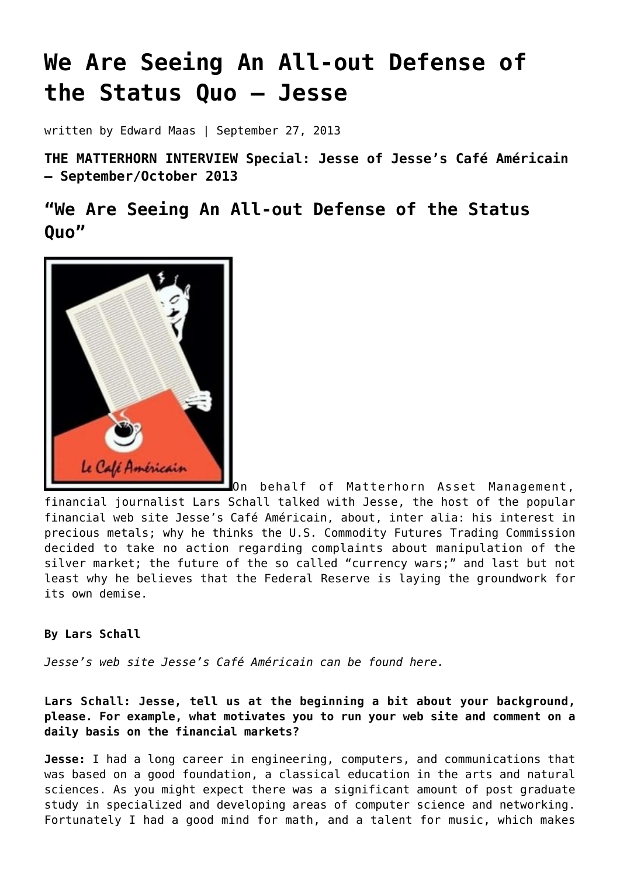# We Are Seeing An All-out Defense of the Status Quo – Jesse

written by Edward Maas | September 27, 2013

**THE MATTERHORN INTERVIEW Special: Jesse of Jesse's Café Américain – September/October 2013**

## "We Are Seeing An All-out Defense of the Status Quo"

On behalf of Matterhorn Asset Management, financial journalist Lars Schall talked with Jesse, the host of the popular financial web site Jesse's Café Américain, about, inter alia: his interest in precious metals; why he thinks the U.S. Commodity Futures Trading Commission decided to take no action regarding complaints about manipulation of the silver market; the future of the so called "currency wars;" and last but not least why he believes that the Federal Reserve is laying the groundwork for its own demise.

**By Lars Schall**

*Jesse's web site Jesse's Café Américain can be found here.*

**Lars Schall: Jesse, tell us at the beginning a bit about your background, please. For example, what motivates you to run your web site and comment on a daily basis on the financial markets?**

**Jesse:** I had a long career in engineering, computers, and communications that was based on a good foundation, a classical education in the arts and natural sciences. As you might expect there was a significant amount of post graduate study in specialized and developing areas of computer science and networking. Fortunately I had a good mind for math, and a talent for music, which makes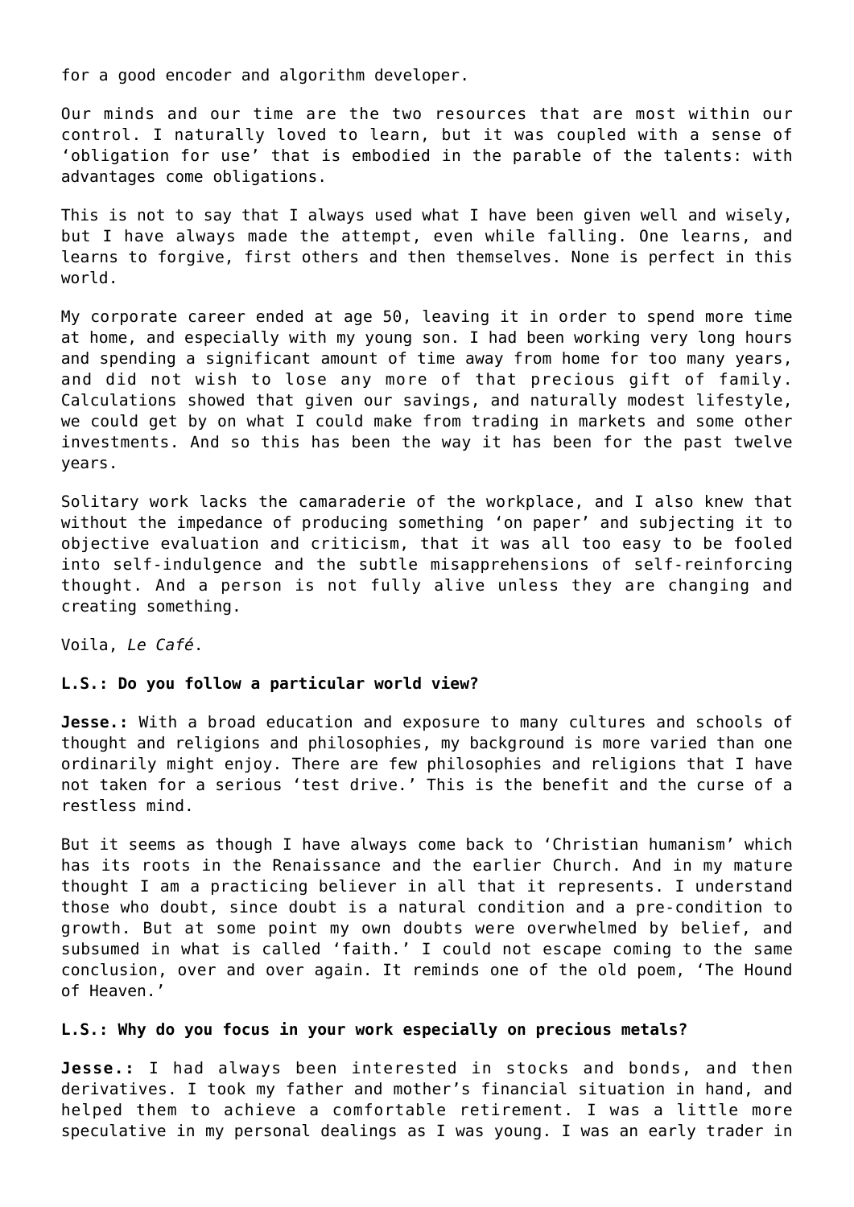for a good encoder and algorithm developer.

Our minds and our time are the two resources that are most within our control. I naturally loved to learn, but it was coupled with a sense of 'obligation for use' that is embodied in the parable of the talents: with advantages come obligations.

This is not to say that I always used what I have been given well and wisely, but I have always made the attempt, even while falling. One learns, and learns to forgive, first others and then themselves. None is perfect in this world.

My corporate career ended at age 50, leaving it in order to spend more time at home, and especially with my young son. I had been working very long hours and spending a significant amount of time away from home for too many years, and did not wish to lose any more of that precious gift of family. Calculations showed that given our savings, and naturally modest lifestyle, we could get by on what I could make from trading in markets and some other investments. And so this has been the way it has been for the past twelve years.

Solitary work lacks the camaraderie of the workplace, and I also knew that without the impedance of producing something 'on paper' and subjecting it to objective evaluation and criticism, that it was all too easy to be fooled into self-indulgence and the subtle misapprehensions of self-reinforcing thought. And a person is not fully alive unless they are changing and creating something.

Voila, *Le Café*.

**L.S.: Do you follow a particular world view?**

**Jesse.:** With a broad education and exposure to many cultures and schools of thought and religions and philosophies, my background is more varied than one ordinarily might enjoy. There are few philosophies and religions that I have not taken for a serious 'test drive.' This is the benefit and the curse of a restless mind.

But it seems as though I have always come back to 'Christian humanism' which has its roots in the Renaissance and the earlier Church. And in my mature thought I am a practicing believer in all that it represents. I understand those who doubt, since doubt is a natural condition and a pre-condition to growth. But at some point my own doubts were overwhelmed by belief, and subsumed in what is called 'faith.' I could not escape coming to the same conclusion, over and over again. It reminds one of the old poem, 'The Hound of Heaven.'

**L.S.: Why do you focus in your work especially on precious metals?**

**Jesse.:** I had always been interested in stocks and bonds, and then derivatives. I took my father and mother's financial situation in hand, and helped them to achieve a comfortable retirement. I was a little more speculative in my personal dealings as I was young. I was an early trader in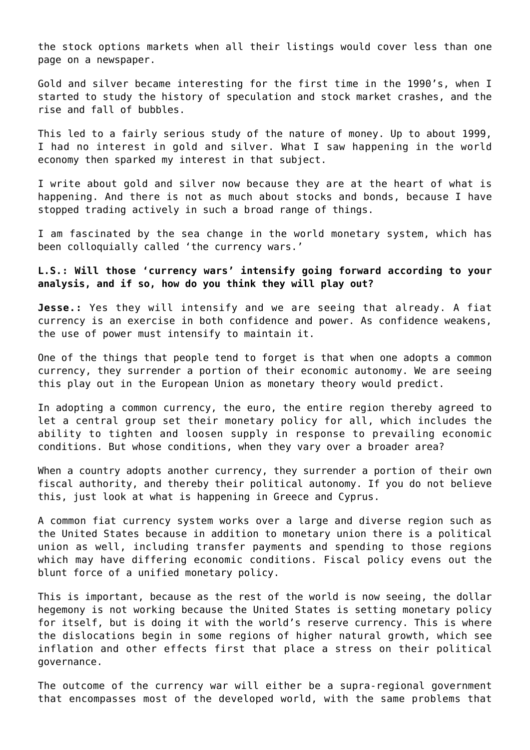the stock options markets when all their listings would cover less than one page on a newspaper.

Gold and silver became interesting for the first time in the 1990's, when I started to study the history of speculation and stock market crashes, and the rise and fall of bubbles.

This led to a fairly serious study of the nature of money. Up to about 1999, I had no interest in gold and silver. What I saw happening in the world economy then sparked my interest in that subject.

I write about gold and silver now because they are at the heart of what is happening. And there is not as much about stocks and bonds, because I have stopped trading actively in such a broad range of things.

I am fascinated by the sea change in the world monetary system, which has been colloquially called 'the currency wars.'

**L.S.: Will those 'currency wars' intensify going forward according to your analysis, and if so, how do you think they will play out?**

**Jesse.:** Yes they will intensify and we are seeing that already. A fiat currency is an exercise in both confidence and power. As confidence weakens, the use of power must intensify to maintain it.

One of the things that people tend to forget is that when one adopts a common currency, they surrender a portion of their economic autonomy. We are seeing this play out in the European Union as monetary theory would predict.

In adopting a common currency, the euro, the entire region thereby agreed to let a central group set their monetary policy for all, which includes the ability to tighten and loosen supply in response to prevailing economic conditions. But whose conditions, when they vary over a broader area?

When a country adopts another currency, they surrender a portion of their own fiscal authority, and thereby their political autonomy. If you do not believe this, just look at what is happening in Greece and Cyprus.

A common fiat currency system works over a large and diverse region such as the United States because in addition to monetary union there is a political union as well, including transfer payments and spending to those regions which may have differing economic conditions. Fiscal policy evens out the blunt force of a unified monetary policy.

This is important, because as the rest of the world is now seeing, the dollar hegemony is not working because the United States is setting monetary policy for itself, but is doing it with the world's reserve currency. This is where the dislocations begin in some regions of higher natural growth, which see inflation and other effects first that place a stress on their political governance.

The outcome of the currency war will either be a supra-regional government that encompasses most of the developed world, with the same problems that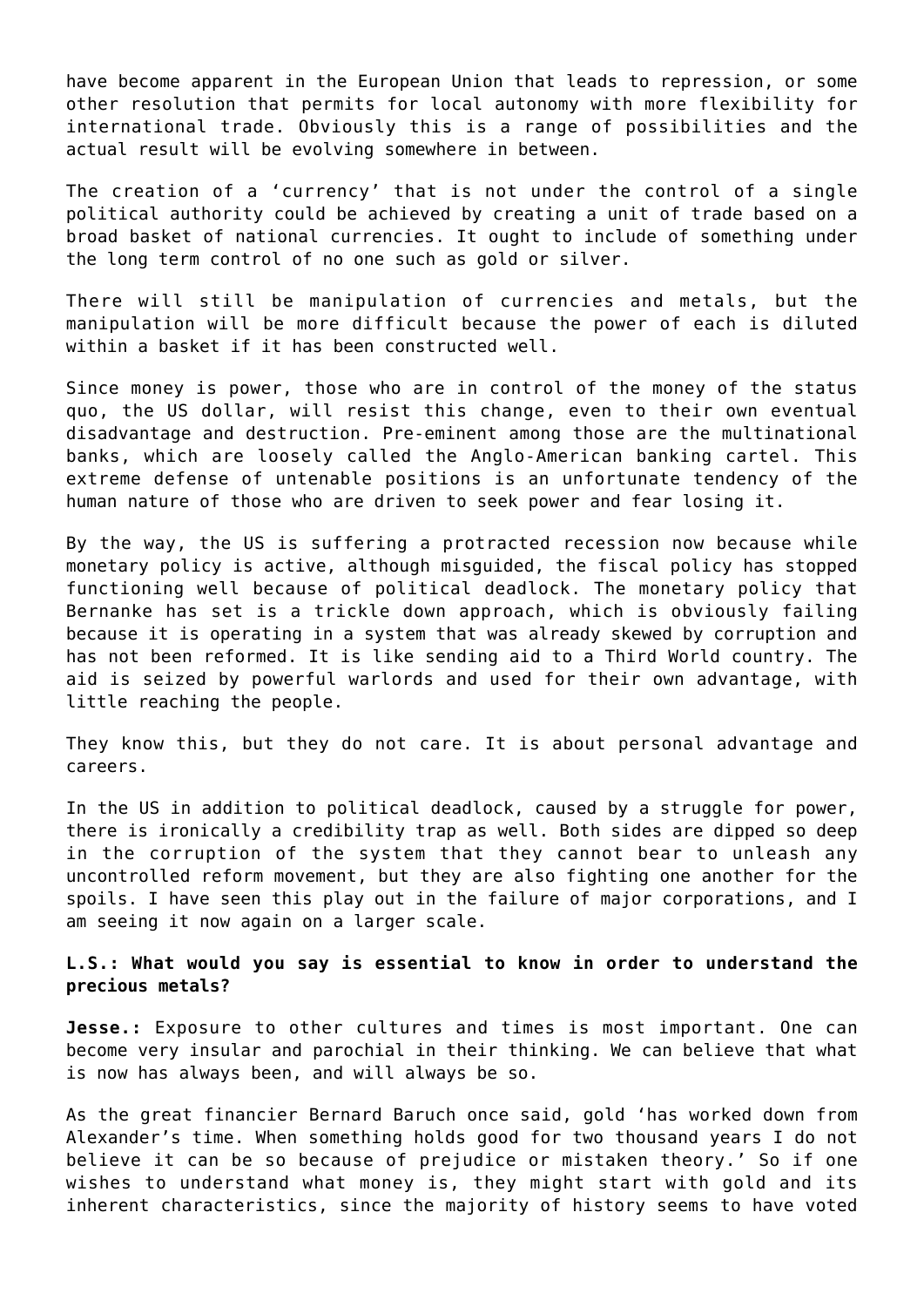have become apparent in the European Union that leads to repression, or some other resolution that permits for local autonomy with more flexibility for international trade. Obviously this is a range of possibilities and the actual result will be evolving somewhere in between.

The creation of a 'currency' that is not under the control of a single political authority could be achieved by creating a unit of trade based on a broad basket of national currencies. It ought to include of something under the long term control of no one such as gold or silver.

There will still be manipulation of currencies and metals, but the manipulation will be more difficult because the power of each is diluted within a basket if it has been constructed well.

Since money is power, those who are in control of the money of the status quo, the US dollar, will resist this change, even to their own eventual disadvantage and destruction. Pre-eminent among those are the multinational banks, which are loosely called the Anglo-American banking cartel. This extreme defense of untenable positions is an unfortunate tendency of the human nature of those who are driven to seek power and fear losing it.

By the way, the US is suffering a protracted recession now because while monetary policy is active, although misguided, the fiscal policy has stopped functioning well because of political deadlock. The monetary policy that Bernanke has set is a trickle down approach, which is obviously failing because it is operating in a system that was already skewed by corruption and has not been reformed. It is like sending aid to a Third World country. The aid is seized by powerful warlords and used for their own advantage, with little reaching the people.

They know this, but they do not care. It is about personal advantage and careers.

In the US in addition to political deadlock, caused by a struggle for power, there is ironically a credibility trap as well. Both sides are dipped so deep in the corruption of the system that they cannot bear to unleash any uncontrolled reform movement, but they are also fighting one another for the spoils. I have seen this play out in the failure of major corporations, and I am seeing it now again on a larger scale.

**L.S.: What would you say is essential to know in order to understand the precious metals?**

**Jesse.:** Exposure to other cultures and times is most important. One can become very insular and parochial in their thinking. We can believe that what is now has always been, and will always be so.

As the great financier Bernard Baruch once said, gold 'has worked down from Alexander's time. When something holds good for two thousand years I do not believe it can be so because of prejudice or mistaken theory.' So if one wishes to understand what money is, they might start with gold and its inherent characteristics, since the majority of history seems to have voted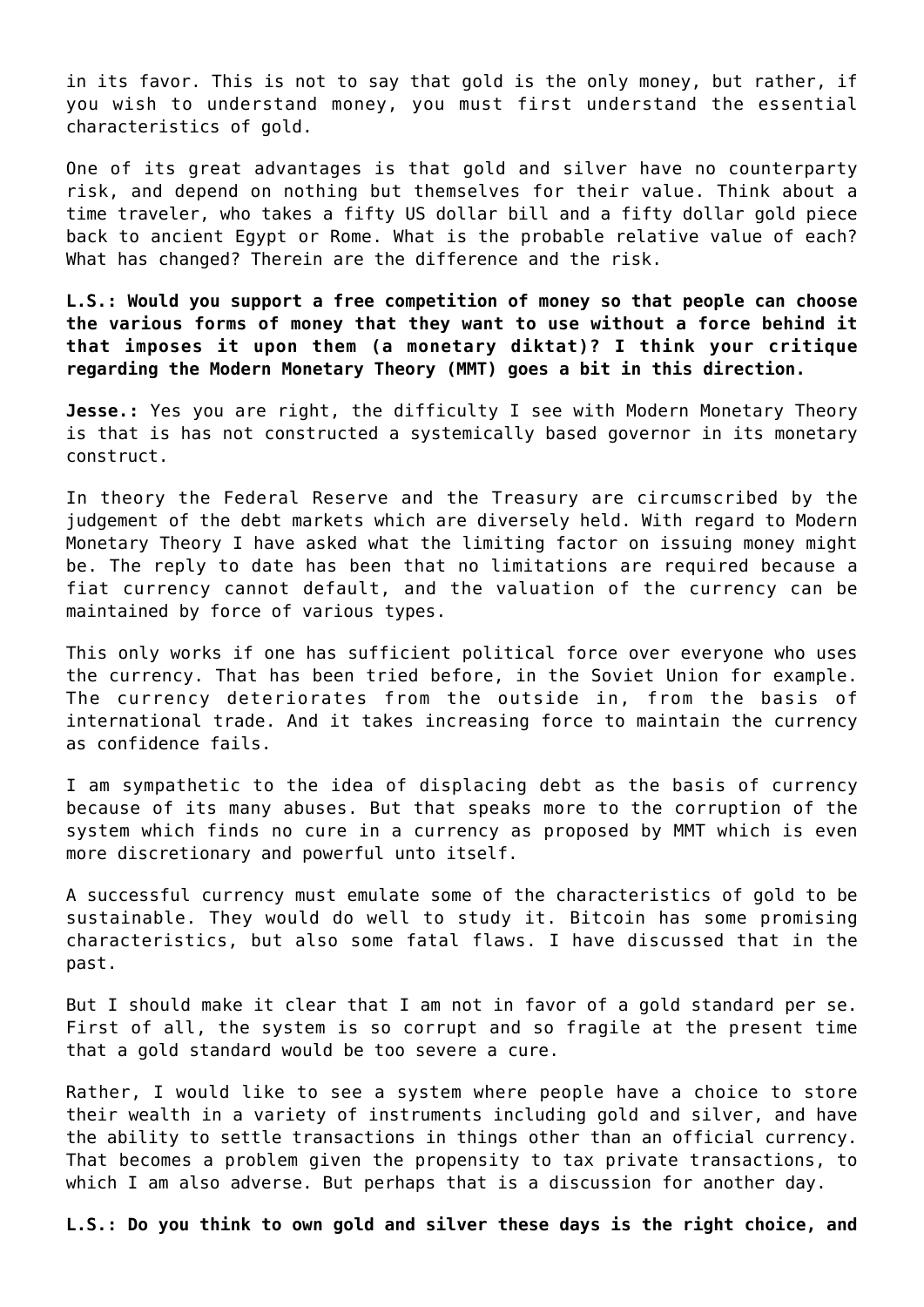in its favor. This is not to say that gold is the only money, but rather, if you wish to understand money, you must first understand the essential characteristics of gold.

One of its great advantages is that gold and silver have no counterparty risk, and depend on nothing but themselves for their value. Think about a time traveler, who takes a fifty US dollar bill and a fifty dollar gold piece back to ancient Egypt or Rome. What is the probable relative value of each? What has changed? Therein are the difference and the risk.

**L.S.: Would you support a free competition of money so that people can choose the various forms of money that they want to use without a force behind it that imposes it upon them (a monetary diktat)? I think your critique regarding the Modern Monetary Theory (MMT) goes a bit in this direction.**

**Jesse.:** Yes you are right, the difficulty I see with Modern Monetary Theory is that is has not constructed a systemically based governor in its monetary construct.

In theory the Federal Reserve and the Treasury are circumscribed by the judgement of the debt markets which are diversely held. With regard to Modern Monetary Theory I have asked what the limiting factor on issuing money might be. The reply to date has been that no limitations are required because a fiat currency cannot default, and the valuation of the currency can be maintained by force of various types.

This only works if one has sufficient political force over everyone who uses the currency. That has been tried before, in the Soviet Union for example. The currency deteriorates from the outside in, from the basis of international trade. And it takes increasing force to maintain the currency as confidence fails.

I am sympathetic to the idea of displacing debt as the basis of currency because of its many abuses. But that speaks more to the corruption of the system which finds no cure in a currency as proposed by MMT which is even more discretionary and powerful unto itself.

A successful currency must emulate some of the characteristics of gold to be sustainable. They would do well to study it. Bitcoin has some promising characteristics, but also some fatal flaws. I have discussed that in the past.

But I should make it clear that I am not in favor of a gold standard per se. First of all, the system is so corrupt and so fragile at the present time that a gold standard would be too severe a cure.

Rather, I would like to see a system where people have a choice to store their wealth in a variety of instruments including gold and silver, and have the ability to settle transactions in things other than an official currency. That becomes a problem given the propensity to tax private transactions, to which I am also adverse. But perhaps that is a discussion for another day.

**L.S.: Do you think to own gold and silver these days is the right choice, and**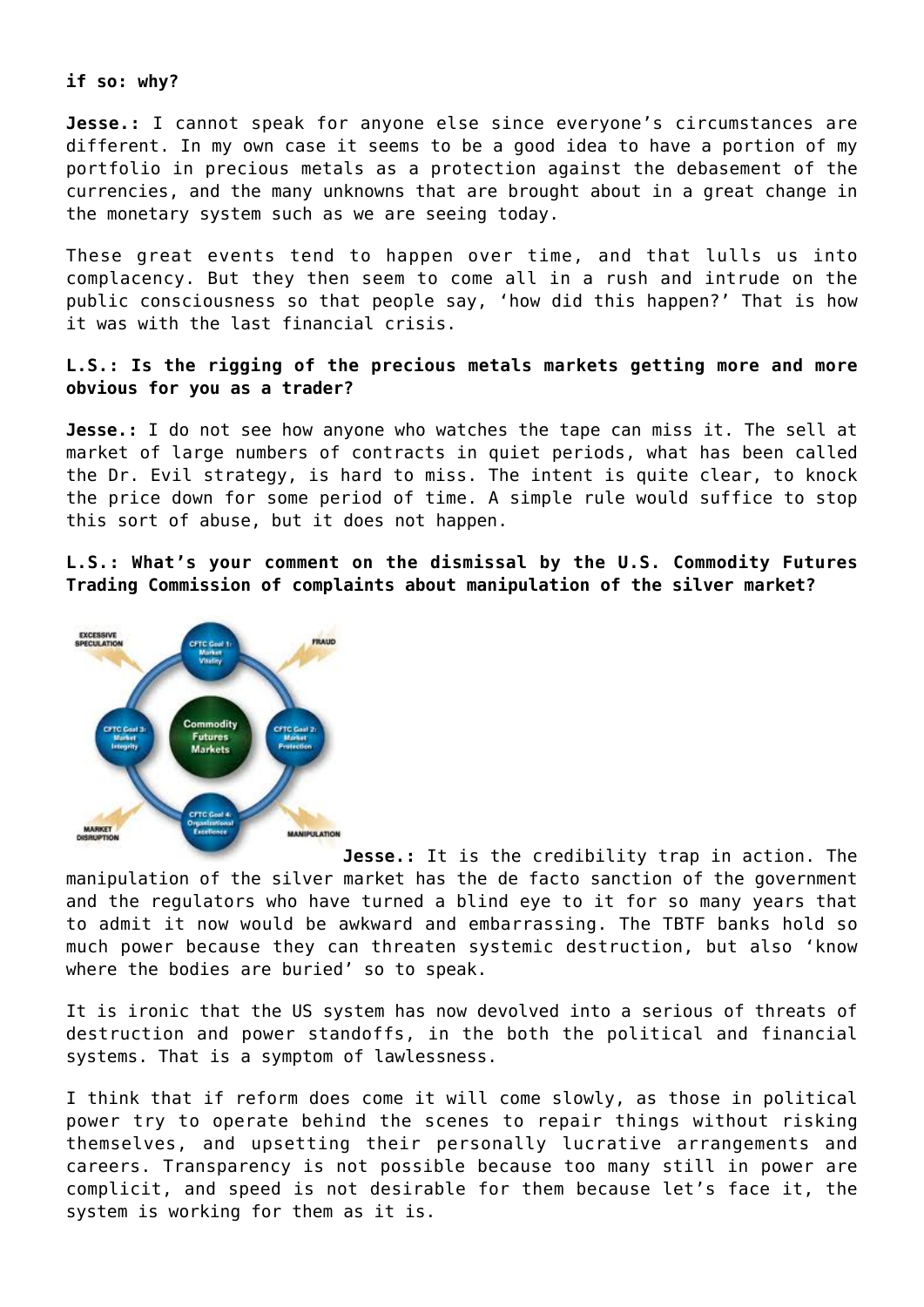**if so: why?**

**Jesse.:** I cannot speak for anyone else since everyone's circumstances are different. In my own case it seems to be a good idea to have a portion of my portfolio in precious metals as a protection against the debasement of the currencies, and the many unknowns that are brought about in a great change in the monetary system such as we are seeing today.

These great events tend to happen over time, and that lulls us into complacency. But they then seem to come all in a rush and intrude on the public consciousness so that people say, 'how did this happen?' That is how it was with the last financial crisis.

**L.S.: Is the rigging of the precious metals markets getting more and more obvious for you as a trader?**

**Jesse.:** I do not see how anyone who watches the tape can miss it. The sell at market of large numbers of contracts in quiet periods, what has been called the Dr. Evil strategy, is hard to miss. The intent is quite clear, to knock the price down for some period of time. A simple rule would suffice to stop this sort of abuse, but it does not happen.

**L.S.: What's your comment on the dismissal by the U.S. Commodity Futures Trading Commission of complaints about manipulation of the silver market?**

**Jesse.:** It is the credibility trap in action. The manipulation of the silver market has the de facto sanction of the government and the regulators who have turned a blind eye to it for so many years that to admit it now would be awkward and embarrassing. The TBTF banks hold so much power because they can threaten systemic destruction, but also 'know where the bodies are buried' so to speak.

It is ironic that the US system has now devolved into a serious of threats of destruction and power standoffs, in the both the political and financial systems. That is a symptom of lawlessness.

I think that if reform does come it will come slowly, as those in political power try to operate behind the scenes to repair things without risking themselves, and upsetting their personally lucrative arrangements and careers. Transparency is not possible because too many still in power are complicit, and speed is not desirable for them because let's face it, the system is working for them as it is.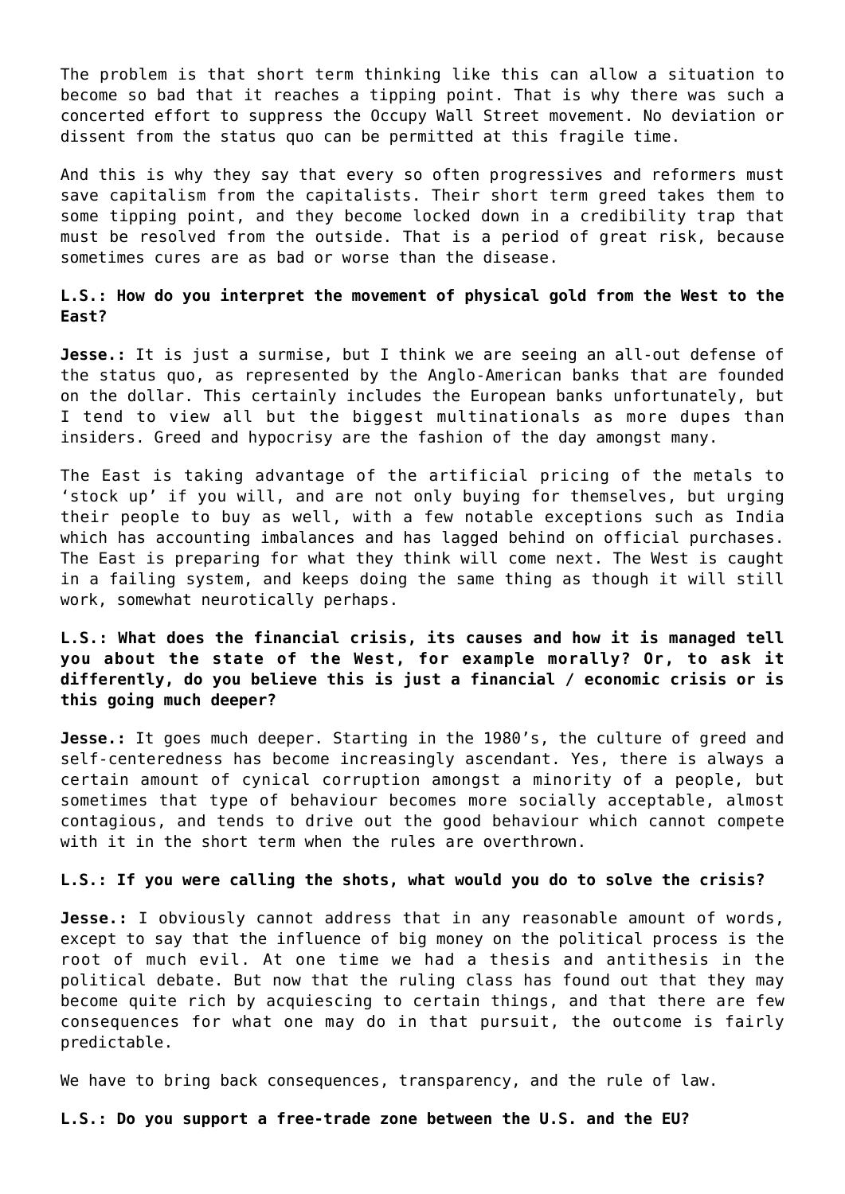The problem is that short term thinking like this can allow a situation to become so bad that it reaches a tipping point. That is why there was such a concerted effort to suppress the Occupy Wall Street movement. No deviation or dissent from the status quo can be permitted at this fragile time.

And this is why they say that every so often progressives and reformers must save capitalism from the capitalists. Their short term greed takes them to some tipping point, and they become locked down in a credibility trap that must be resolved from the outside. That is a period of great risk, because sometimes cures are as bad or worse than the disease.

**L.S.: How do you interpret the movement of physical gold from the West to the East?**

**Jesse.:** It is just a surmise, but I think we are seeing an all-out defense of the status quo, as represented by the Anglo-American banks that are founded on the dollar. This certainly includes the European banks unfortunately, but I tend to view all but the biggest multinationals as more dupes than insiders. Greed and hypocrisy are the fashion of the day amongst many.

The East is taking advantage of the artificial pricing of the metals to 'stock up' if you will, and are not only buying for themselves, but urging their people to buy as well, with a few notable exceptions such as India which has accounting imbalances and has lagged behind on official purchases. The East is preparing for what they think will come next. The West is caught in a failing system, and keeps doing the same thing as though it will still work, somewhat neurotically perhaps.

**L.S.: What does the financial crisis, its causes and how it is managed tell you about the state of the West, for example morally? Or, to ask it differently, do you believe this is just a financial / economic crisis or is this going much deeper?**

**Jesse.:** It goes much deeper. Starting in the 1980's, the culture of greed and self-centeredness has become increasingly ascendant. Yes, there is always a certain amount of cynical corruption amongst a minority of a people, but sometimes that type of behaviour becomes more socially acceptable, almost contagious, and tends to drive out the good behaviour which cannot compete with it in the short term when the rules are overthrown.

**L.S.: If you were calling the shots, what would you do to solve the crisis?**

**Jesse.:** I obviously cannot address that in any reasonable amount of words, except to say that the influence of big money on the political process is the root of much evil. At one time we had a thesis and antithesis in the political debate. But now that the ruling class has found out that they may become quite rich by acquiescing to certain things, and that there are few consequences for what one may do in that pursuit, the outcome is fairly predictable.

We have to bring back consequences, transparency, and the rule of law.

**L.S.: Do you support a free-trade zone between the U.S. and the EU?**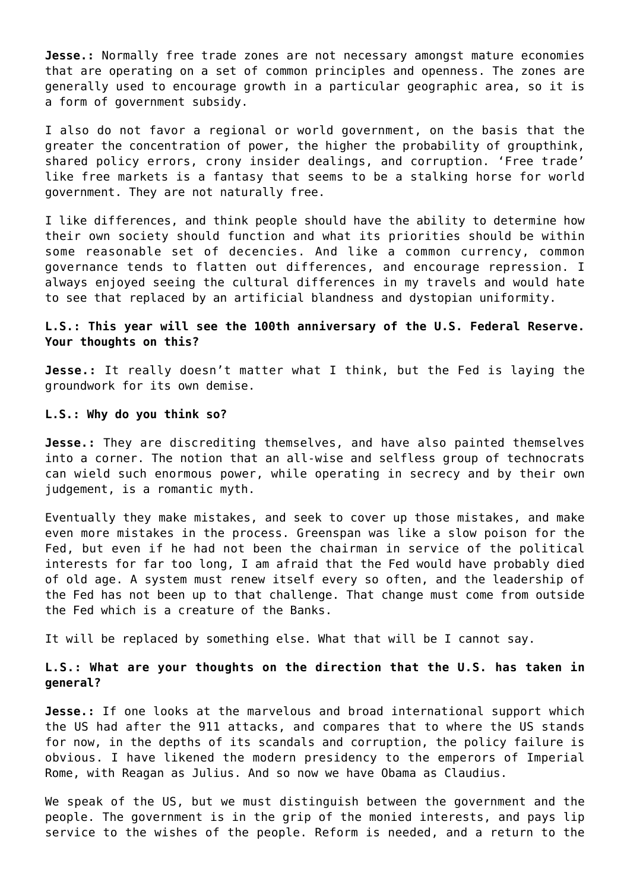**Jesse.:** Normally free trade zones are not necessary amongst mature economies that are operating on a set of common principles and openness. The zones are generally used to encourage growth in a particular geographic area, so it is a form of government subsidy.

I also do not favor a regional or world government, on the basis that the greater the concentration of power, the higher the probability of groupthink, shared policy errors, crony insider dealings, and corruption. 'Free trade' like free markets is a fantasy that seems to be a stalking horse for world government. They are not naturally free.

I like differences, and think people should have the ability to determine how their own society should function and what its priorities should be within some reasonable set of decencies. And like a common currency, common governance tends to flatten out differences, and encourage repression. I always enjoyed seeing the cultural differences in my travels and would hate to see that replaced by an artificial blandness and dystopian uniformity.

**L.S.: This year will see the 100th anniversary of the U.S. Federal Reserve. Your thoughts on this?**

**Jesse.:** It really doesn't matter what I think, but the Fed is laying the groundwork for its own demise.

**L.S.: Why do you think so?**

**Jesse.:** They are discrediting themselves, and have also painted themselves into a corner. The notion that an all-wise and selfless group of technocrats can wield such enormous power, while operating in secrecy and by their own judgement, is a romantic myth.

Eventually they make mistakes, and seek to cover up those mistakes, and make even more mistakes in the process. Greenspan was like a slow poison for the Fed, but even if he had not been the chairman in service of the political interests for far too long, I am afraid that the Fed would have probably died of old age. A system must renew itself every so often, and the leadership of the Fed has not been up to that challenge. That change must come from outside the Fed which is a creature of the Banks.

It will be replaced by something else. What that will be I cannot say.

**L.S.: What are your thoughts on the direction that the U.S. has taken in general?**

**Jesse.:** If one looks at the marvelous and broad international support which the US had after the 911 attacks, and compares that to where the US stands for now, in the depths of its scandals and corruption, the policy failure is obvious. I have likened the modern presidency to the emperors of Imperial Rome, with Reagan as Julius. And so now we have Obama as Claudius.

We speak of the US, but we must distinguish between the government and the people. The government is in the grip of the monied interests, and pays lip service to the wishes of the people. Reform is needed, and a return to the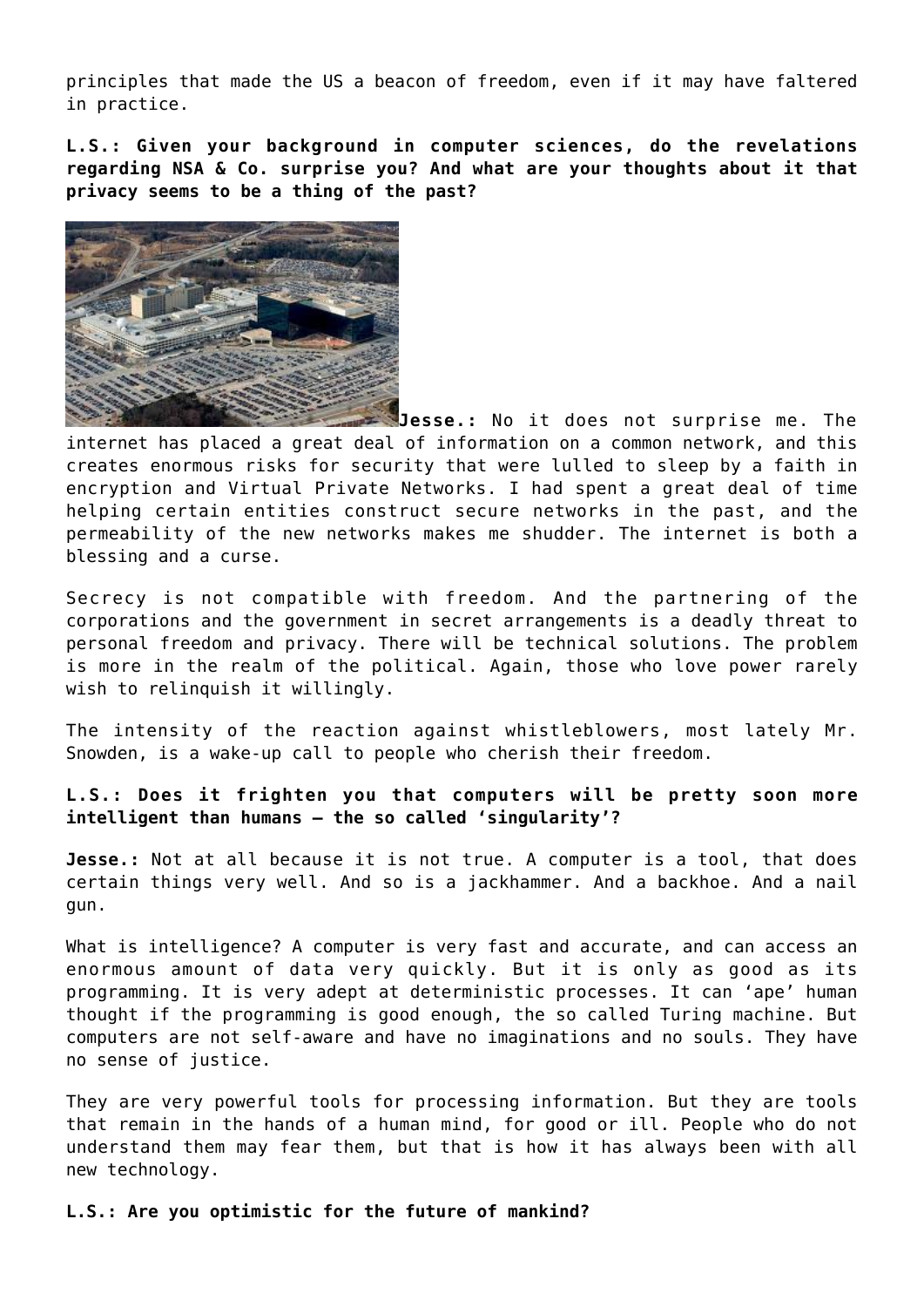principles that made the US a beacon of freedom, even if it may have faltered in practice.

**L.S.: Given your background in computer sciences, do the revelations regarding NSA & Co. surprise you? And what are your thoughts about it that privacy seems to be a thing of the past?**

**Jesse.:** No it does not surprise me. The internet has placed a great deal of information on a common network, and this creates enormous risks for security that were lulled to sleep by a faith in encryption and Virtual Private Networks. I had spent a great deal of time helping certain entities construct secure networks in the past, and the permeability of the new networks makes me shudder. The internet is both a blessing and a curse.

Secrecy is not compatible with freedom. And the partnering of the corporations and the government in secret arrangements is a deadly threat to personal freedom and privacy. There will be technical solutions. The problem is more in the realm of the political. Again, those who love power rarely wish to relinquish it willingly.

The intensity of the reaction against whistleblowers, most lately Mr. Snowden, is a wake-up call to people who cherish their freedom.

**L.S.: Does it frighten you that computers will be pretty soon more intelligent than humans – the so called 'singularity'?**

**Jesse.:** Not at all because it is not true. A computer is a tool, that does certain things very well. And so is a jackhammer. And a backhoe. And a nail gun.

What is intelligence? A computer is very fast and accurate, and can access an enormous amount of data very quickly. But it is only as good as its programming. It is very adept at deterministic processes. It can 'ape' human thought if the programming is good enough, the so called Turing machine. But computers are not self-aware and have no imaginations and no souls. They have no sense of justice.

They are very powerful tools for processing information. But they are tools that remain in the hands of a human mind, for good or ill. People who do not understand them may fear them, but that is how it has always been with all new technology.

**L.S.: Are you optimistic for the future of mankind?**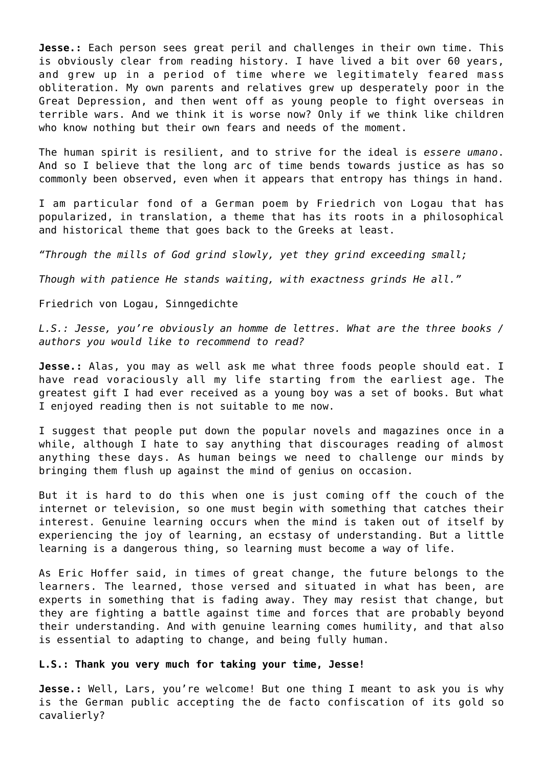**Jesse.:** Each person sees great peril and challenges in their own time. This is obviously clear from reading history. I have lived a bit over 60 years, and grew up in a period of time where we legitimately feared mass obliteration. My own parents and relatives grew up desperately poor in the Great Depression, and then went off as young people to fight overseas in terrible wars. And we think it is worse now? Only if we think like children who know nothing but their own fears and needs of the moment.

The human spirit is resilient, and to strive for the ideal is *essere umano*. And so I believe that the long arc of time bends towards justice as has so commonly been observed, even when it appears that entropy has things in hand.

I am particular fond of a German poem by Friedrich von Logau that has popularized, in translation, a theme that has its roots in a philosophical and historical theme that goes back to the Greeks at least.

*"Through the mills of God grind slowly, yet they grind exceeding small;*

*Though with patience He stands waiting, with exactness grinds He all."*

Friedrich von Logau, Sinngedichte

*L.S.: Jesse, you're obviously an homme de lettres. What are the three books / authors you would like to recommend to read?*

**Jesse.:** Alas, you may as well ask me what three foods people should eat. I have read voraciously all my life starting from the earliest age. The greatest gift I had ever received as a young boy was a set of books. But what I enjoyed reading then is not suitable to me now.

I suggest that people put down the popular novels and magazines once in a while, although I hate to say anything that discourages reading of almost anything these days. As human beings we need to challenge our minds by bringing them flush up against the mind of genius on occasion.

But it is hard to do this when one is just coming off the couch of the internet or television, so one must begin with something that catches their interest. Genuine learning occurs when the mind is taken out of itself by experiencing the joy of learning, an ecstasy of understanding. But a little learning is a dangerous thing, so learning must become a way of life.

As Eric Hoffer said, in times of great change, the future belongs to the learners. The learned, those versed and situated in what has been, are experts in something that is fading away. They may resist that change, but they are fighting a battle against time and forces that are probably beyond their understanding. And with genuine learning comes humility, and that also is essential to adapting to change, and being fully human.

**L.S.: Thank you very much for taking your time, Jesse!**

**Jesse.:** Well, Lars, you're welcome! But one thing I meant to ask you is why is the German public accepting the de facto confiscation of its gold so cavalierly?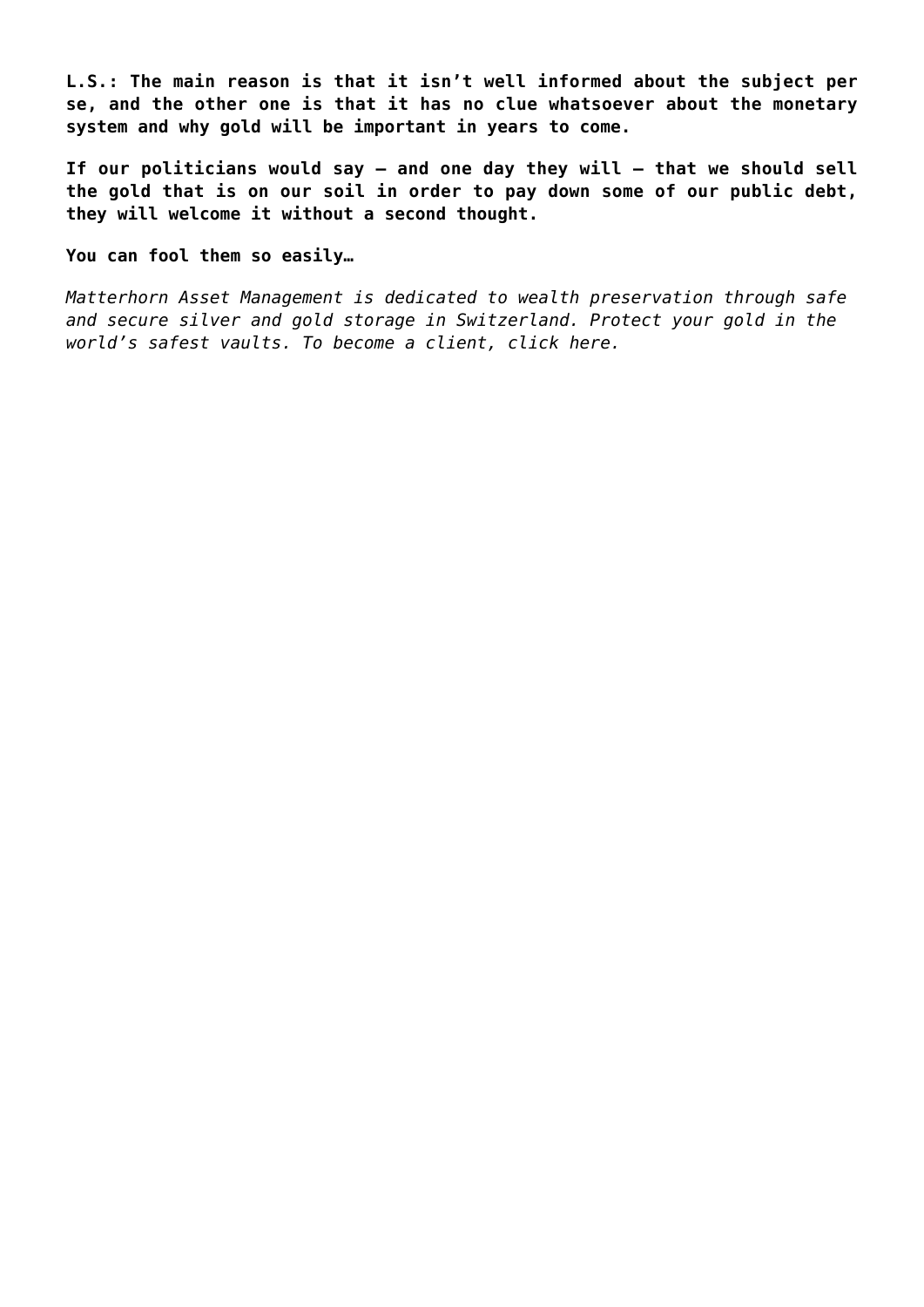**L.S.: The main reason is that it isn't well informed about the subject per se, and the other one is that it has no clue whatsoever about the monetary system and why gold will be important in years to come.**

**If our politicians would say – and one day they will – that we should sell the gold that is on our soil in order to pay down some of our public debt, they will welcome it without a second thought.**

**You can fool them so easily…**

*Matterhorn Asset Management is dedicated to wealth preservation through safe and secure silver and gold storage in Switzerland. Protect your gold in the world's safest vaults. To become a client, click here.*